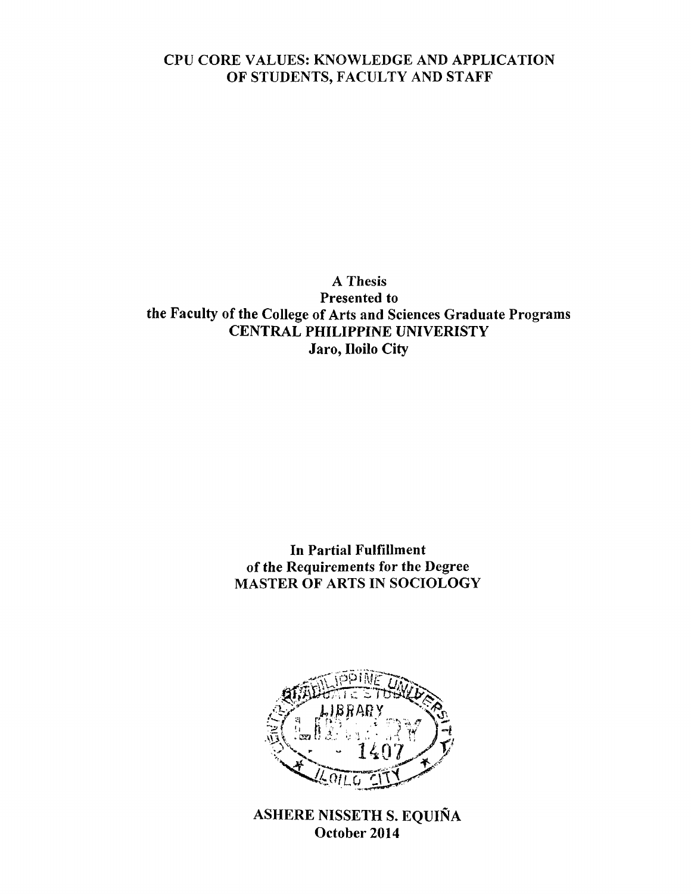# CPU CORE VALUES: KNOWLEDGE AND APPLICATION OF STUDENTS, FACULTY AND STAFF

**A Thesis**
**Presented to**
**the Faculty of the College of Arts and Sciences Graduate Programs**
**CENTRAL PHILIPPINE UNIVERISTY**
**Jaro, Iloilo City**

**In Partial Fulfillment**
**of the Requirements for the Degree**
**MASTER OF ARTS IN SOCIOLOGY**

**ASHERE NISSETH S. EQUIÑA**
**October 2014**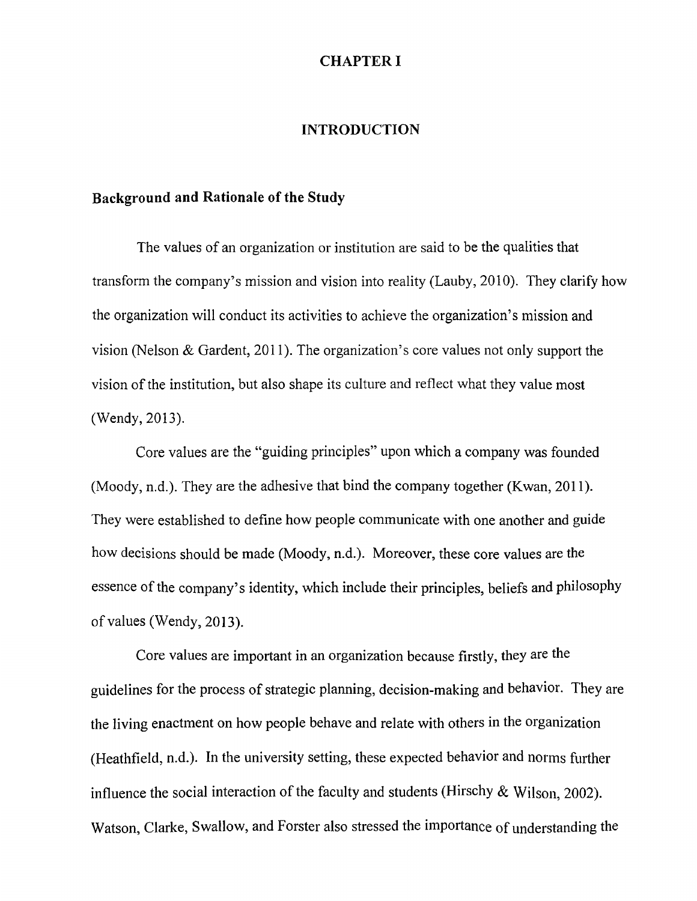# CHAPTER I

## INTRODUCTION

### Background and Rationale of the Study

The values of an organization or institution are said to be the qualities that transform the company's mission and vision into reality (Lauby, 2010). They clarify how the organization will conduct its activities to achieve the organization's mission and vision (Nelson & Gardent, 2011). The organization's core values not only support the vision of the institution, but also shape its culture and reflect what they value most (Wendy, 2013).

Core values are the "guiding principles" upon which a company was founded (Moody, n.d.). They are the adhesive that bind the company together (Kwan, 2011). They were established to define how people communicate with one another and guide how decisions should be made (Moody, n.d.). Moreover, these core values are the essence of the company's identity, which include their principles, beliefs and philosophy of values (Wendy, 2013).

Core values are important in an organization because firstly, they are the guidelines for the process of strategic planning, decision-making and behavior. They are the living enactment on how people behave and relate with others in the organization (Heathfield, n.d.). In the university setting, these expected behavior and norms further influence the social interaction of the faculty and students (Hirschy & Wilson, 2002). Watson, Clarke, Swallow, and Forster also stressed the importance of understanding the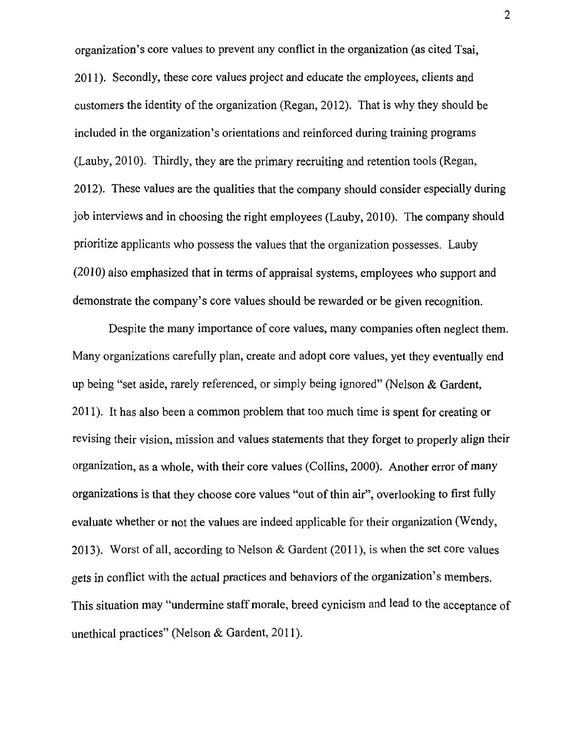organization's core values to prevent any conflict in the organization (as cited Tsai, 2011). Secondly, these core values project and educate the employees, clients and customers the identity of the organization (Regan, 2012). That is why they should be included in the organization's orientations and reinforced during training programs (Lauby, 2010). Thirdly, they are the primary recruiting and retention tools (Regan, 2012). These values are the qualities that the company should consider especially during job interviews and in choosing the right employees (Lauby, 2010). The company should prioritize applicants who possess the values that the organization possesses. Lauby (2010) also emphasized that in terms of appraisal systems, employees who support and demonstrate the company's core values should be rewarded or be given recognition.

Despite the many importance of core values, many companies often neglect them. Many organizations carefully plan, create and adopt core values, yet they eventually end up being "set aside, rarely referenced, or simply being ignored" (Nelson & Gardent, 2011). It has also been a common problem that too much time is spent for creating or revising their vision, mission and values statements that they forget to properly align their organization, as a whole, with their core values (Collins, 2000). Another error of many organizations is that they choose core values "out of thin air", overlooking to first fully evaluate whether or not the values are indeed applicable for their organization (Wendy, 2013). Worst of all, according to Nelson & Gardent (2011), is when the set core values gets in conflict with the actual practices and behaviors of the organization's members. This situation may "undermine staff morale, breed cynicism and lead to the acceptance of unethical practices" (Nelson & Gardent, 2011).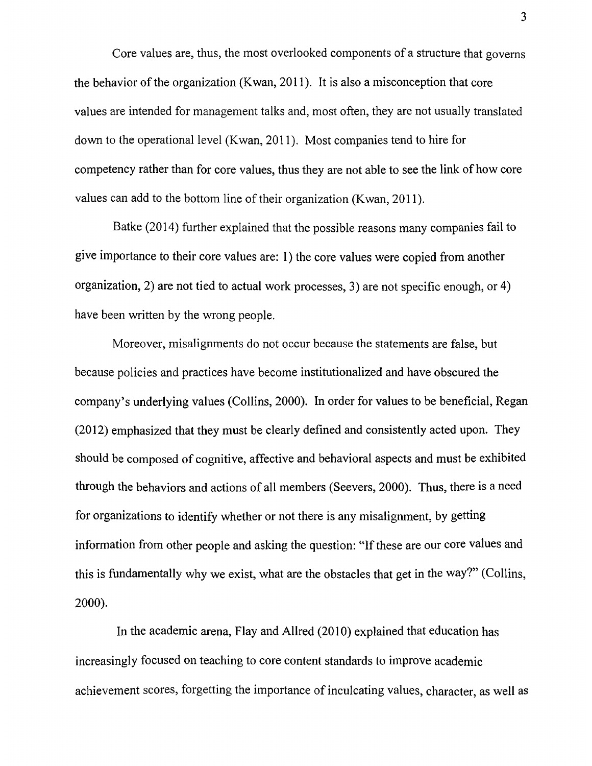Core values are, thus, the most overlooked components of a structure that governs the behavior of the organization (Kwan, 2011). It is also a misconception that core values are intended for management talks and, most often, they are not usually translated down to the operational level (Kwan, 2011). Most companies tend to hire for competency rather than for core values, thus they are not able to see the link of how core values can add to the bottom line of their organization (Kwan, 2011).

Batke (2014) further explained that the possible reasons many companies fail to give importance to their core values are: 1) the core values were copied from another organization, 2) are not tied to actual work processes, 3) are not specific enough, or 4) have been written by the wrong people.

Moreover, misalignments do not occur because the statements are false, but because policies and practices have become institutionalized and have obscured the company's underlying values (Collins, 2000). In order for values to be beneficial, Regan (2012) emphasized that they must be clearly defined and consistently acted upon. They should be composed of cognitive, affective and behavioral aspects and must be exhibited through the behaviors and actions of all members (Seevers, 2000). Thus, there is a need for organizations to identify whether or not there is any misalignment, by getting information from other people and asking the question: "If these are our core values and this is fundamentally why we exist, what are the obstacles that get in the way?" (Collins, 2000).

In the academic arena, Flay and Allred (2010) explained that education has increasingly focused on teaching to core content standards to improve academic achievement scores, forgetting the importance of inculcating values, character, as well as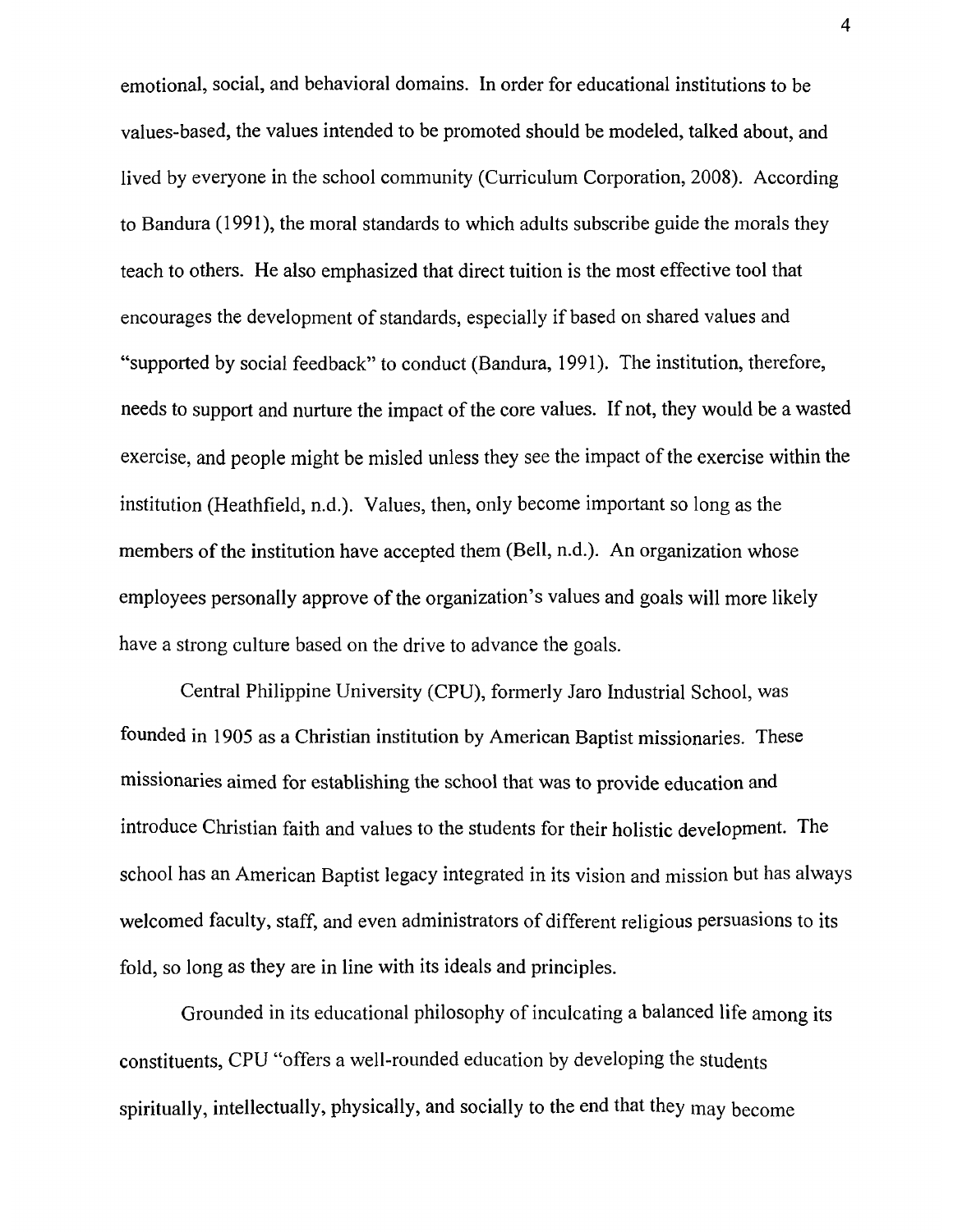emotional, social, and behavioral domains. In order for educational institutions to be values-based, the values intended to be promoted should be modeled, talked about, and lived by everyone in the school community (Curriculum Corporation, 2008). According to Bandura (1991), the moral standards to which adults subscribe guide the morals they teach to others. He also emphasized that direct tuition is the most effective tool that encourages the development of standards, especially if based on shared values and "supported by social feedback" to conduct (Bandura, 1991). The institution, therefore, needs to support and nurture the impact of the core values. If not, they would be a wasted exercise, and people might be misled unless they see the impact of the exercise within the institution (Heathfield, n.d.). Values, then, only become important so long as the members of the institution have accepted them (Bell, n.d.). An organization whose employees personally approve of the organization's values and goals will more likely have a strong culture based on the drive to advance the goals.

Central Philippine University (CPU), formerly Jaro Industrial School, was founded in 1905 as a Christian institution by American Baptist missionaries. These missionaries aimed for establishing the school that was to provide education and introduce Christian faith and values to the students for their holistic development. The school has an American Baptist legacy integrated in its vision and mission but has always welcomed faculty, staff, and even administrators of different religious persuasions to its fold, so long as they are in line with its ideals and principles.

Grounded in its educational philosophy of inculcating a balanced life among its constituents, CPU "offers a well-rounded education by developing the students spiritually, intellectually, physically, and socially to the end that they may become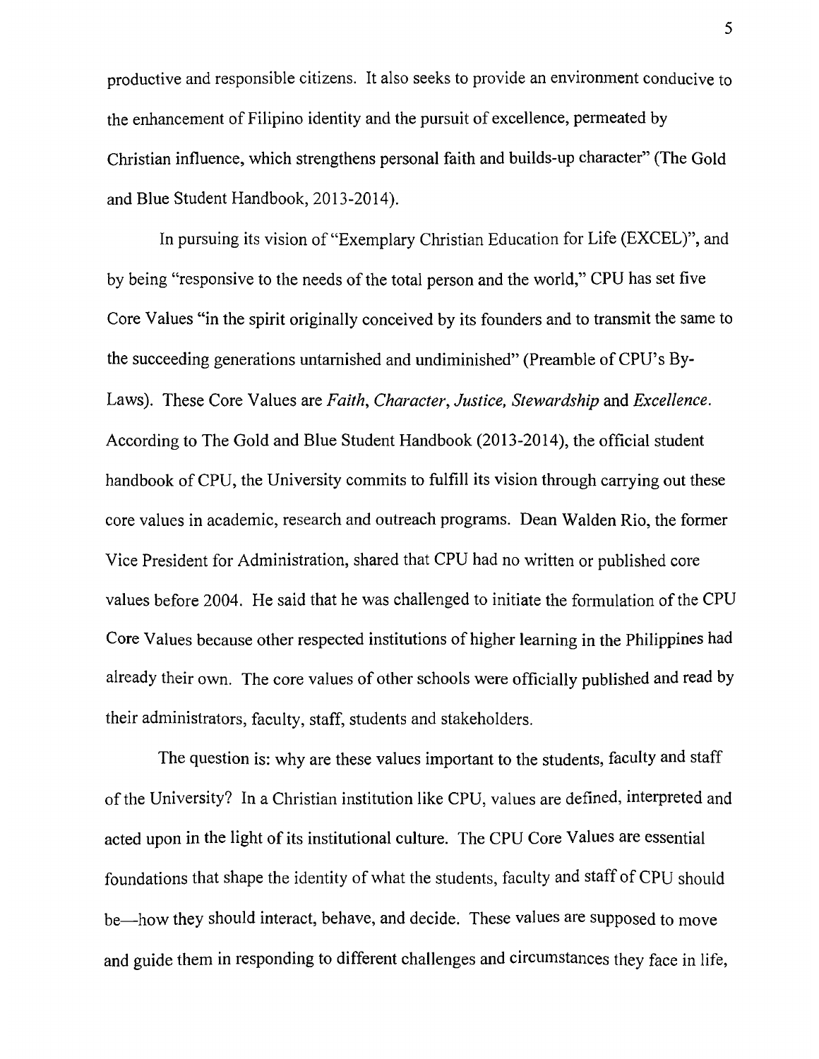productive and responsible citizens. It also seeks to provide an environment conducive to the enhancement of Filipino identity and the pursuit of excellence, permeated by Christian influence, which strengthens personal faith and builds-up character" (The Gold and Blue Student Handbook, 2013-2014).

In pursuing its vision of "Exemplary Christian Education for Life (EXCEL)", and by being "responsive to the needs of the total person and the world," CPU has set five Core Values "in the spirit originally conceived by its founders and to transmit the same to the succeeding generations untarnished and undiminished" (Preamble of CPU's By-Laws). These Core Values are *Faith*, *Character*, *Justice*, *Stewardship* and *Excellence*. According to The Gold and Blue Student Handbook (2013-2014), the official student handbook of CPU, the University commits to fulfill its vision through carrying out these core values in academic, research and outreach programs. Dean Walden Rio, the former Vice President for Administration, shared that CPU had no written or published core values before 2004. He said that he was challenged to initiate the formulation of the CPU Core Values because other respected institutions of higher learning in the Philippines had already their own. The core values of other schools were officially published and read by their administrators, faculty, staff, students and stakeholders.

The question is: why are these values important to the students, faculty and staff of the University? In a Christian institution like CPU, values are defined, interpreted and acted upon in the light of its institutional culture. The CPU Core Values are essential foundations that shape the identity of what the students, faculty and staff of CPU should be—how they should interact, behave, and decide. These values are supposed to move and guide them in responding to different challenges and circumstances they face in life,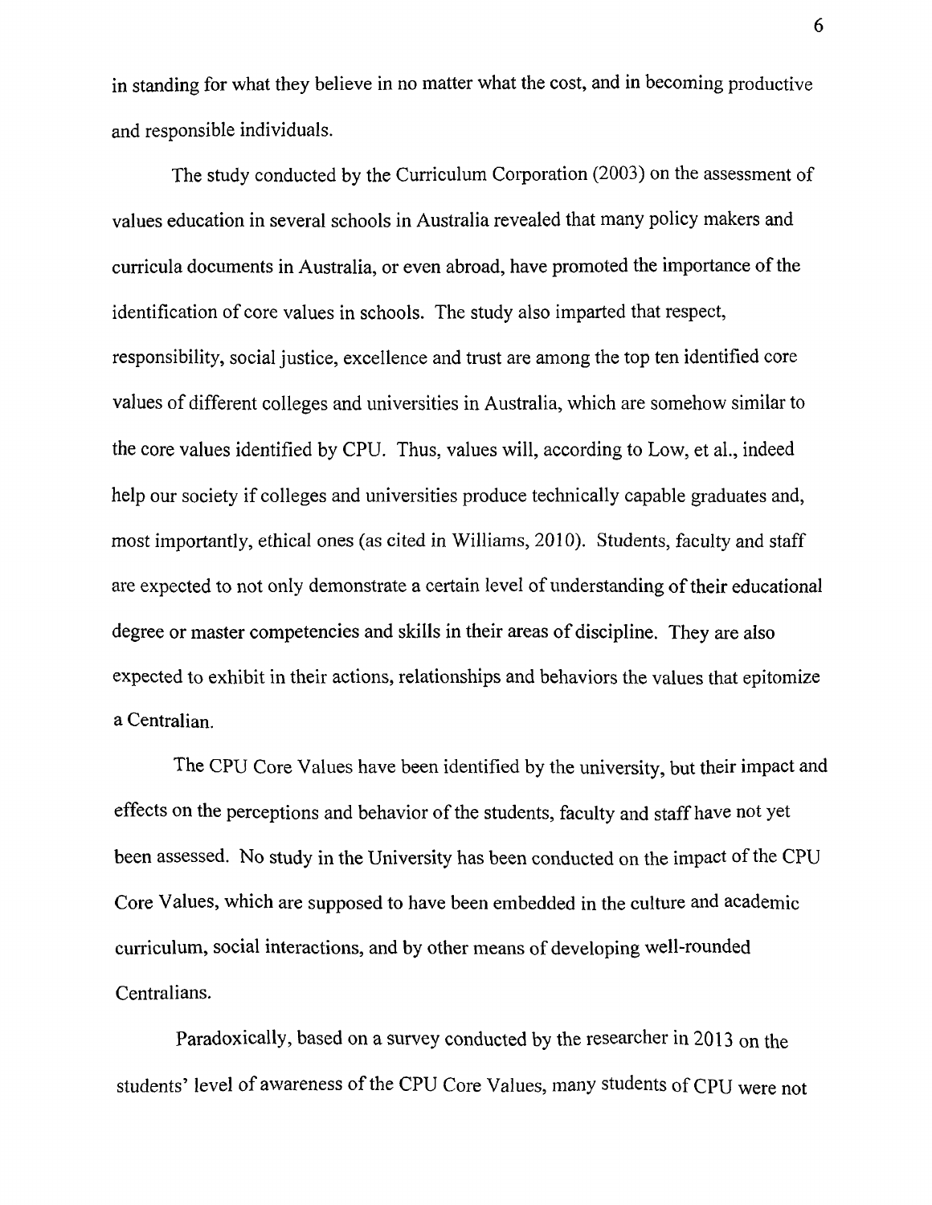in standing for what they believe in no matter what the cost, and in becoming productive and responsible individuals.

The study conducted by the Curriculum Corporation (2003) on the assessment of values education in several schools in Australia revealed that many policy makers and curricula documents in Australia, or even abroad, have promoted the importance of the identification of core values in schools. The study also imparted that respect, responsibility, social justice, excellence and trust are among the top ten identified core values of different colleges and universities in Australia, which are somehow similar to the core values identified by CPU. Thus, values will, according to Low, et al., indeed help our society if colleges and universities produce technically capable graduates and, most importantly, ethical ones (as cited in Williams, 2010). Students, faculty and staff are expected to not only demonstrate a certain level of understanding of their educational degree or master competencies and skills in their areas of discipline. They are also expected to exhibit in their actions, relationships and behaviors the values that epitomize a Centralian.

The CPU Core Values have been identified by the university, but their impact and effects on the perceptions and behavior of the students, faculty and staff have not yet been assessed. No study in the University has been conducted on the impact of the CPU Core Values, which are supposed to have been embedded in the culture and academic curriculum, social interactions, and by other means of developing well-rounded Centralians.

Paradoxically, based on a survey conducted by the researcher in 2013 on the students' level of awareness of the CPU Core Values, many students of CPU were not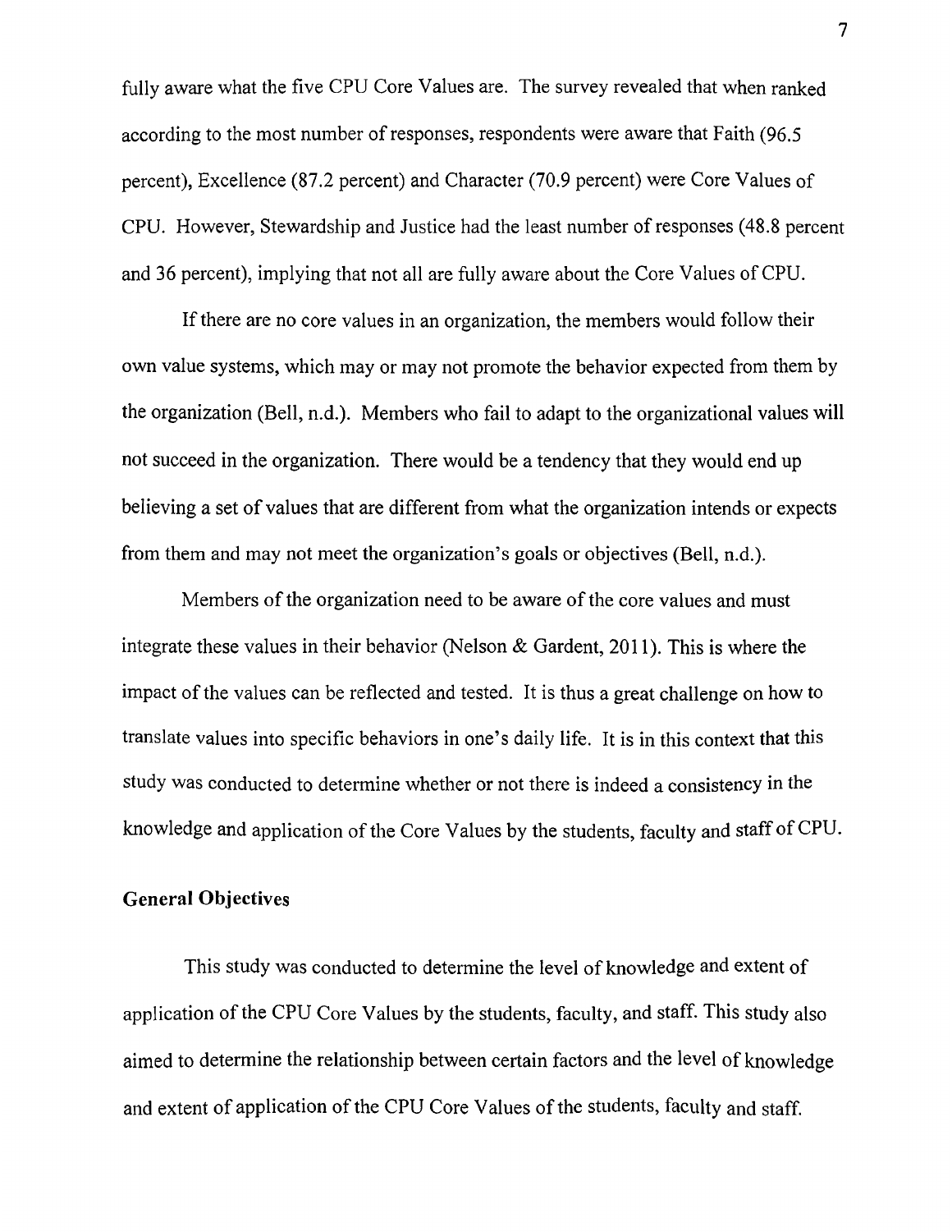fully aware what the five CPU Core Values are. The survey revealed that when ranked according to the most number of responses, respondents were aware that Faith (96.5 percent), Excellence (87.2 percent) and Character (70.9 percent) were Core Values of CPU. However, Stewardship and Justice had the least number of responses (48.8 percent and 36 percent), implying that not all are fully aware about the Core Values of CPU.

If there are no core values in an organization, the members would follow their own value systems, which may or may not promote the behavior expected from them by the organization (Bell, n.d.). Members who fail to adapt to the organizational values will not succeed in the organization. There would be a tendency that they would end up believing a set of values that are different from what the organization intends or expects from them and may not meet the organization's goals or objectives (Bell, n.d.).

Members of the organization need to be aware of the core values and must integrate these values in their behavior (Nelson & Gardent, 2011). This is where the impact of the values can be reflected and tested. It is thus a great challenge on how to translate values into specific behaviors in one's daily life. It is in this context that this study was conducted to determine whether or not there is indeed a consistency in the knowledge and application of the Core Values by the students, faculty and staff of CPU.

## General Objectives

This study was conducted to determine the level of knowledge and extent of application of the CPU Core Values by the students, faculty, and staff. This study also aimed to determine the relationship between certain factors and the level of knowledge and extent of application of the CPU Core Values of the students, faculty and staff.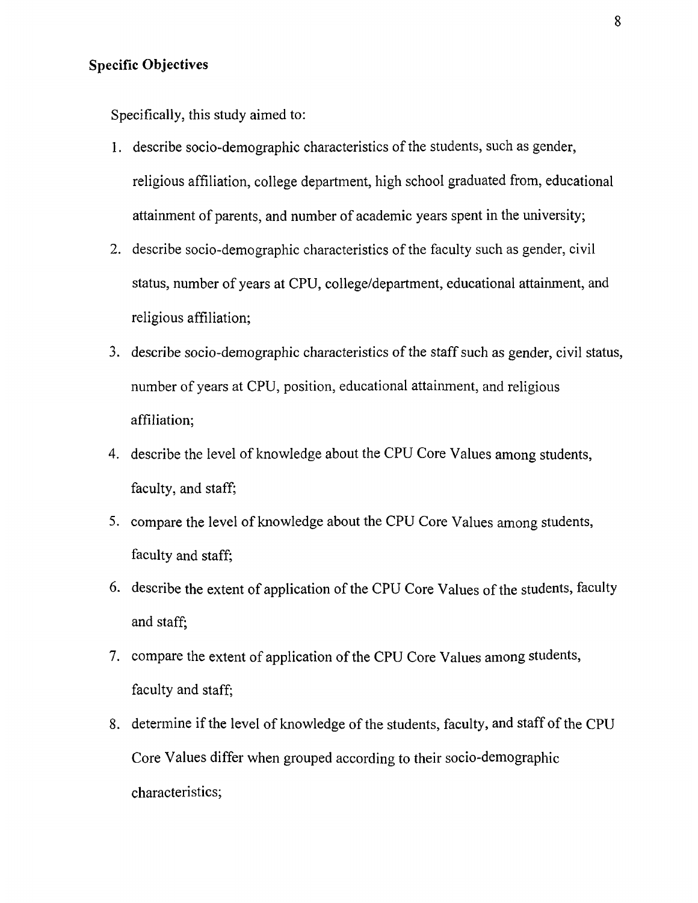## Specific Objectives

Specifically, this study aimed to:

1. describe socio-demographic characteristics of the students, such as gender, religious affiliation, college department, high school graduated from, educational attainment of parents, and number of academic years spent in the university;
2. describe socio-demographic characteristics of the faculty such as gender, civil status, number of years at CPU, college/department, educational attainment, and religious affiliation;
3. describe socio-demographic characteristics of the staff such as gender, civil status, number of years at CPU, position, educational attainment, and religious affiliation;
4. describe the level of knowledge about the CPU Core Values among students, faculty, and staff;
5. compare the level of knowledge about the CPU Core Values among students, faculty and staff;
6. describe the extent of application of the CPU Core Values of the students, faculty and staff;
7. compare the extent of application of the CPU Core Values among students, faculty and staff;
8. determine if the level of knowledge of the students, faculty, and staff of the CPU Core Values differ when grouped according to their socio-demographic characteristics;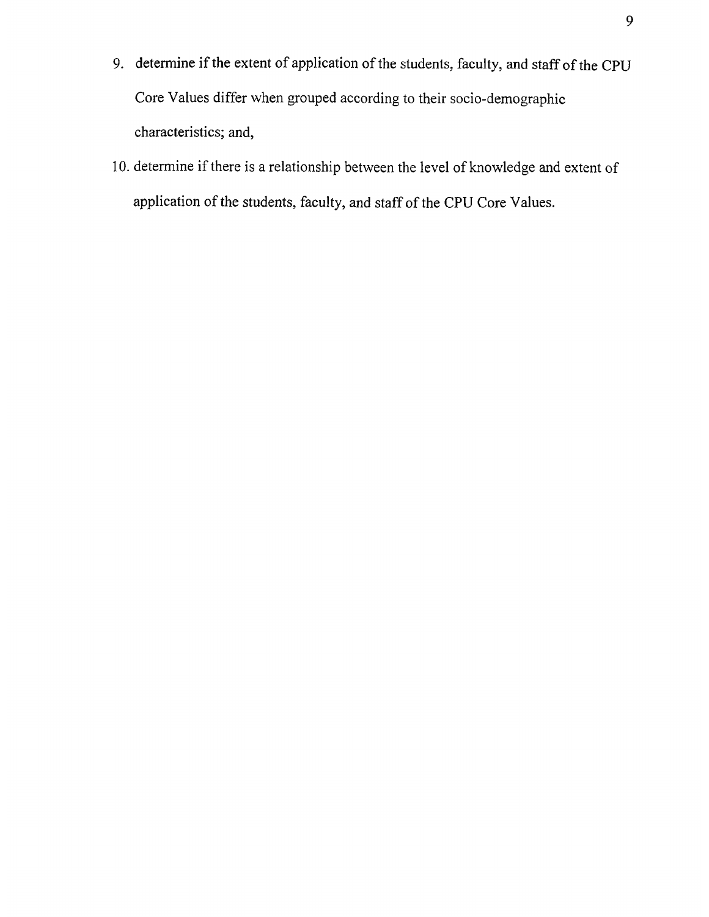9. determine if the extent of application of the students, faculty, and staff of the CPU Core Values differ when grouped according to their socio-demographic characteristics; and,
10. determine if there is a relationship between the level of knowledge and extent of application of the students, faculty, and staff of the CPU Core Values.